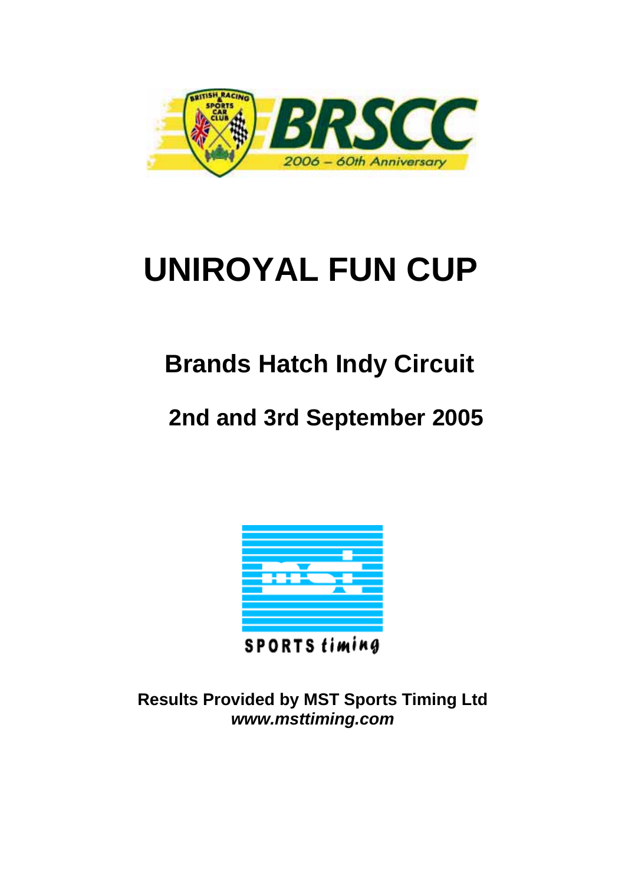# UNIROYAL FUN CUP

## Brands Hatch Indy Circuit

## 2nd and 3rd September 2005

**Results Provided by MST Sports Timing Ltd**
***www.msttiming.com***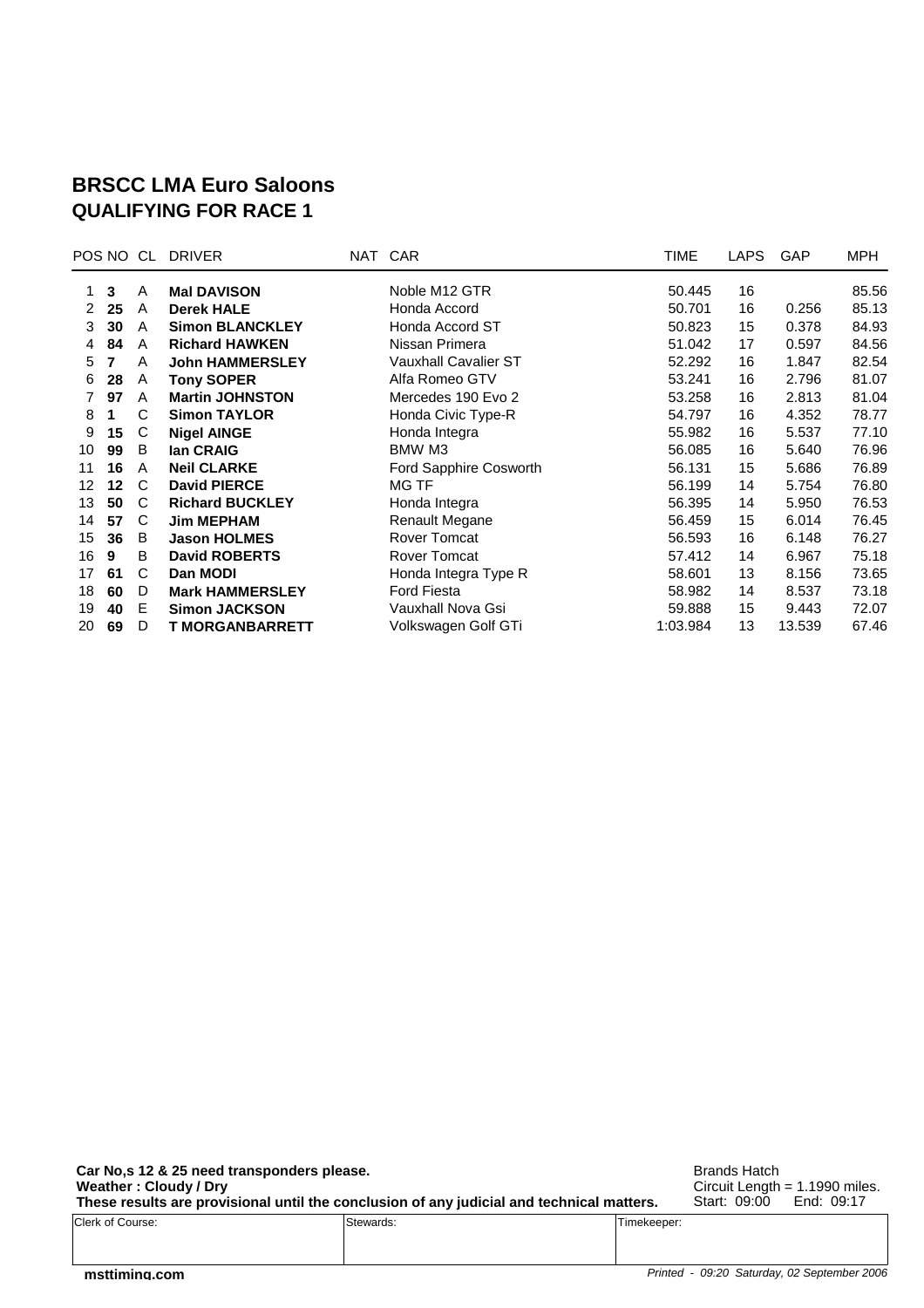# BRSCC LMA Euro Saloons
## QUALIFYING FOR RACE 1

| POS | NO | CL | DRIVER | NAT | CAR | TIME | LAPS | GAP | MPH |
|---|---|---|---|---|---|---|---|---|---|
| 1 | **3** | A | **Mal DAVISON** | | Noble M12 GTR | 50.445 | 16 | | 85.56 |
| 2 | **25** | A | **Derek HALE** | | Honda Accord | 50.701 | 16 | 0.256 | 85.13 |
| 3 | **30** | A | **Simon BLANCKLEY** | | Honda Accord ST | 50.823 | 15 | 0.378 | 84.93 |
| 4 | **84** | A | **Richard HAWKEN** | | Nissan Primera | 51.042 | 17 | 0.597 | 84.56 |
| 5 | **7** | A | **John HAMMERSLEY** | | Vauxhall Cavalier ST | 52.292 | 16 | 1.847 | 82.54 |
| 6 | **28** | A | **Tony SOPER** | | Alfa Romeo GTV | 53.241 | 16 | 2.796 | 81.07 |
| 7 | **97** | A | **Martin JOHNSTON** | | Mercedes 190 Evo 2 | 53.258 | 16 | 2.813 | 81.04 |
| 8 | **1** | C | **Simon TAYLOR** | | Honda Civic Type-R | 54.797 | 16 | 4.352 | 78.77 |
| 9 | **15** | C | **Nigel AINGE** | | Honda Integra | 55.982 | 16 | 5.537 | 77.10 |
| 10 | **99** | B | **Ian CRAIG** | | BMW M3 | 56.085 | 16 | 5.640 | 76.96 |
| 11 | **16** | A | **Neil CLARKE** | | Ford Sapphire Cosworth | 56.131 | 15 | 5.686 | 76.89 |
| 12 | **12** | C | **David PIERCE** | | MG TF | 56.199 | 14 | 5.754 | 76.80 |
| 13 | **50** | C | **Richard BUCKLEY** | | Honda Integra | 56.395 | 14 | 5.950 | 76.53 |
| 14 | **57** | C | **Jim MEPHAM** | | Renault Megane | 56.459 | 15 | 6.014 | 76.45 |
| 15 | **36** | B | **Jason HOLMES** | | Rover Tomcat | 56.593 | 16 | 6.148 | 76.27 |
| 16 | **9** | B | **David ROBERTS** | | Rover Tomcat | 57.412 | 14 | 6.967 | 75.18 |
| 17 | **61** | C | **Dan MODI** | | Honda Integra Type R | 58.601 | 13 | 8.156 | 73.65 |
| 18 | **60** | D | **Mark HAMMERSLEY** | | Ford Fiesta | 58.982 | 14 | 8.537 | 73.18 |
| 19 | **40** | E | **Simon JACKSON** | | Vauxhall Nova Gsi | 59.888 | 15 | 9.443 | 72.07 |
| 20 | **69** | D | **T MORGANBARRETT** | | Volkswagen Golf GTi | 1:03.984 | 13 | 13.539 | 67.46 |

**Car No,s 12 & 25 need transponders please.**
**Weather : Cloudy / Dry**
**These results are provisional until the conclusion of any judicial and technical matters.**

Brands Hatch
Circuit Length = 1.1990 miles.
Start: 09:00 End: 09:17

| Clerk of Course: | Stewards: | Timekeeper: |
|---|---|---|
| | | |

**msttiming.com**

*Printed - 09:20 Saturday, 02 September 2006*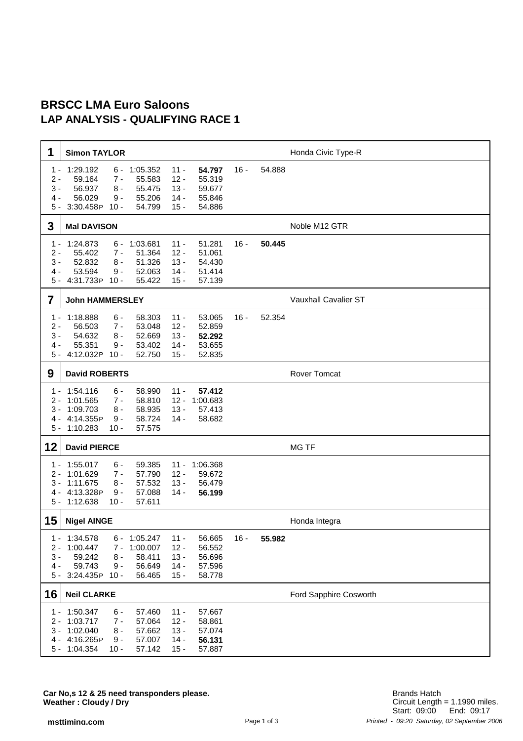# BRSCC LMA Euro Saloons
## LAP ANALYSIS - QUALIFYING RACE 1

### 1 Simon TAYLOR — Honda Civic Type-R

| Lap | Time | Lap | Time | Lap | Time | Lap | Time |
|---|---|---|---|---|---|---|---|
| 1 - | 1:29.192 | 6 - | 1:05.352 | 11 - | **54.797** | 16 - | 54.888 |
| 2 - | 59.164 | 7 - | 55.583 | 12 - | 55.319 | | |
| 3 - | 56.937 | 8 - | 55.475 | 13 - | 59.677 | | |
| 4 - | 56.029 | 9 - | 55.206 | 14 - | 55.846 | | |
| 5 - | 3:30.458P | 10 - | 54.799 | 15 - | 54.886 | | |

### 3 Mal DAVISON — Noble M12 GTR

| Lap | Time | Lap | Time | Lap | Time | Lap | Time |
|---|---|---|---|---|---|---|---|
| 1 - | 1:24.873 | 6 - | 1:03.681 | 11 - | 51.281 | 16 - | **50.445** |
| 2 - | 55.402 | 7 - | 51.364 | 12 - | 51.061 | | |
| 3 - | 52.832 | 8 - | 51.326 | 13 - | 54.430 | | |
| 4 - | 53.594 | 9 - | 52.063 | 14 - | 51.414 | | |
| 5 - | 4:31.733P | 10 - | 55.422 | 15 - | 57.139 | | |

### 7 John HAMMERSLEY — Vauxhall Cavalier ST

| Lap | Time | Lap | Time | Lap | Time | Lap | Time |
|---|---|---|---|---|---|---|---|
| 1 - | 1:18.888 | 6 - | 58.303 | 11 - | 53.065 | 16 - | 52.354 |
| 2 - | 56.503 | 7 - | 53.048 | 12 - | 52.859 | | |
| 3 - | 54.632 | 8 - | 52.669 | 13 - | **52.292** | | |
| 4 - | 55.351 | 9 - | 53.402 | 14 - | 53.655 | | |
| 5 - | 4:12.032P | 10 - | 52.750 | 15 - | 52.835 | | |

### 9 David ROBERTS — Rover Tomcat

| Lap | Time | Lap | Time | Lap | Time |
|---|---|---|---|---|---|
| 1 - | 1:54.116 | 6 - | 58.990 | 11 - | **57.412** |
| 2 - | 1:01.565 | 7 - | 58.810 | 12 - | 1:00.683 |
| 3 - | 1:09.703 | 8 - | 58.935 | 13 - | 57.413 |
| 4 - | 4:14.355P | 9 - | 58.724 | 14 - | 58.682 |
| 5 - | 1:10.283 | 10 - | 57.575 | | |

### 12 David PIERCE — MG TF

| Lap | Time | Lap | Time | Lap | Time |
|---|---|---|---|---|---|
| 1 - | 1:55.017 | 6 - | 59.385 | 11 - | 1:06.368 |
| 2 - | 1:01.629 | 7 - | 57.790 | 12 - | 59.672 |
| 3 - | 1:11.675 | 8 - | 57.532 | 13 - | 56.479 |
| 4 - | 4:13.328P | 9 - | 57.088 | 14 - | **56.199** |
| 5 - | 1:12.638 | 10 - | 57.611 | | |

### 15 Nigel AINGE — Honda Integra

| Lap | Time | Lap | Time | Lap | Time | Lap | Time |
|---|---|---|---|---|---|---|---|
| 1 - | 1:34.578 | 6 - | 1:05.247 | 11 - | 56.665 | 16 - | **55.982** |
| 2 - | 1:00.447 | 7 - | 1:00.007 | 12 - | 56.552 | | |
| 3 - | 59.242 | 8 - | 58.411 | 13 - | 56.696 | | |
| 4 - | 59.743 | 9 - | 56.649 | 14 - | 57.596 | | |
| 5 - | 3:24.435P | 10 - | 56.465 | 15 - | 58.778 | | |

### 16 Neil CLARKE — Ford Sapphire Cosworth

| Lap | Time | Lap | Time | Lap | Time |
|---|---|---|---|---|---|
| 1 - | 1:50.347 | 6 - | 57.460 | 11 - | 57.667 |
| 2 - | 1:03.717 | 7 - | 57.064 | 12 - | 58.861 |
| 3 - | 1:02.040 | 8 - | 57.662 | 13 - | 57.074 |
| 4 - | 4:16.265P | 9 - | 57.007 | 14 - | **56.131** |
| 5 - | 1:04.354 | 10 - | 57.142 | 15 - | 57.887 |

**Car No,s 12 & 25 need transponders please.**
**Weather : Cloudy / Dry**

Brands Hatch
Circuit Length = 1.1990 miles.
Start: 09:00 End: 09:17

msttiming.com

*Printed - 09:20 Saturday, 02 September 2006*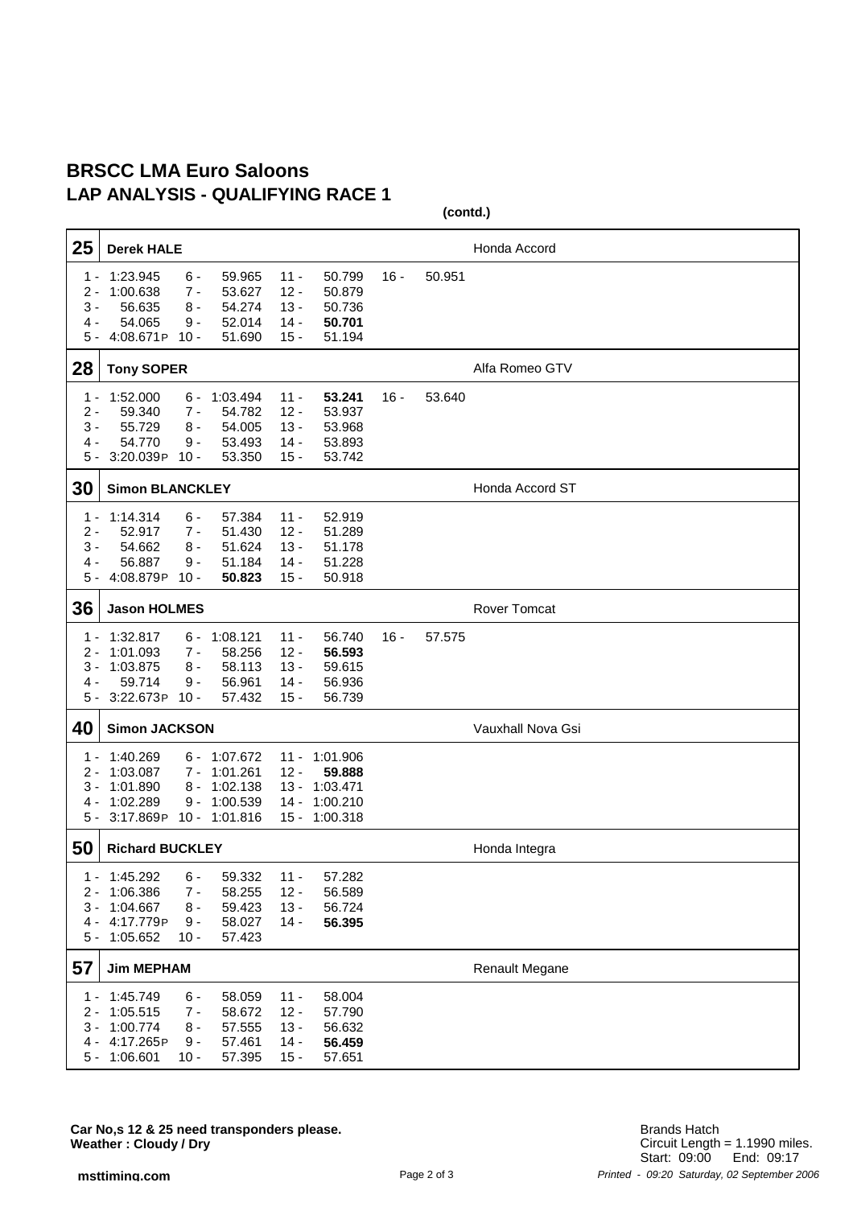# BRSCC LMA Euro Saloons
## LAP ANALYSIS - QUALIFYING RACE 1

**(contd.)**

### 25 — Derek HALE — Honda Accord

| Lap | Time | Lap | Time | Lap | Time | Lap | Time |
|---|---|---|---|---|---|---|---|
| 1 - | 1:23.945 | 6 - | 59.965 | 11 - | 50.799 | 16 - | 50.951 |
| 2 - | 1:00.638 | 7 - | 53.627 | 12 - | 50.879 | | |
| 3 - | 56.635 | 8 - | 54.274 | 13 - | 50.736 | | |
| 4 - | 54.065 | 9 - | 52.014 | 14 - | **50.701** | | |
| 5 - | 4:08.671P | 10 - | 51.690 | 15 - | 51.194 | | |

### 28 — Tony SOPER — Alfa Romeo GTV

| Lap | Time | Lap | Time | Lap | Time | Lap | Time |
|---|---|---|---|---|---|---|---|
| 1 - | 1:52.000 | 6 - | 1:03.494 | 11 - | **53.241** | 16 - | 53.640 |
| 2 - | 59.340 | 7 - | 54.782 | 12 - | 53.937 | | |
| 3 - | 55.729 | 8 - | 54.005 | 13 - | 53.968 | | |
| 4 - | 54.770 | 9 - | 53.493 | 14 - | 53.893 | | |
| 5 - | 3:20.039P | 10 - | 53.350 | 15 - | 53.742 | | |

### 30 — Simon BLANCKLEY — Honda Accord ST

| Lap | Time | Lap | Time | Lap | Time |
|---|---|---|---|---|---|
| 1 - | 1:14.314 | 6 - | 57.384 | 11 - | 52.919 |
| 2 - | 52.917 | 7 - | 51.430 | 12 - | 51.289 |
| 3 - | 54.662 | 8 - | 51.624 | 13 - | 51.178 |
| 4 - | 56.887 | 9 - | 51.184 | 14 - | 51.228 |
| 5 - | 4:08.879P | 10 - | **50.823** | 15 - | 50.918 |

### 36 — Jason HOLMES — Rover Tomcat

| Lap | Time | Lap | Time | Lap | Time | Lap | Time |
|---|---|---|---|---|---|---|---|
| 1 - | 1:32.817 | 6 - | 1:08.121 | 11 - | 56.740 | 16 - | 57.575 |
| 2 - | 1:01.093 | 7 - | 58.256 | 12 - | **56.593** | | |
| 3 - | 1:03.875 | 8 - | 58.113 | 13 - | 59.615 | | |
| 4 - | 59.714 | 9 - | 56.961 | 14 - | 56.936 | | |
| 5 - | 3:22.673P | 10 - | 57.432 | 15 - | 56.739 | | |

### 40 — Simon JACKSON — Vauxhall Nova Gsi

| Lap | Time | Lap | Time | Lap | Time |
|---|---|---|---|---|---|
| 1 - | 1:40.269 | 6 - | 1:07.672 | 11 - | 1:01.906 |
| 2 - | 1:03.087 | 7 - | 1:01.261 | 12 - | **59.888** |
| 3 - | 1:01.890 | 8 - | 1:02.138 | 13 - | 1:03.471 |
| 4 - | 1:02.289 | 9 - | 1:00.539 | 14 - | 1:00.210 |
| 5 - | 3:17.869P | 10 - | 1:01.816 | 15 - | 1:00.318 |

### 50 — Richard BUCKLEY — Honda Integra

| Lap | Time | Lap | Time | Lap | Time |
|---|---|---|---|---|---|
| 1 - | 1:45.292 | 6 - | 59.332 | 11 - | 57.282 |
| 2 - | 1:06.386 | 7 - | 58.255 | 12 - | 56.589 |
| 3 - | 1:04.667 | 8 - | 59.423 | 13 - | 56.724 |
| 4 - | 4:17.779P | 9 - | 58.027 | 14 - | **56.395** |
| 5 - | 1:05.652 | 10 - | 57.423 | | |

### 57 — Jim MEPHAM — Renault Megane

| Lap | Time | Lap | Time | Lap | Time |
|---|---|---|---|---|---|
| 1 - | 1:45.749 | 6 - | 58.059 | 11 - | 58.004 |
| 2 - | 1:05.515 | 7 - | 58.672 | 12 - | 57.790 |
| 3 - | 1:00.774 | 8 - | 57.555 | 13 - | 56.632 |
| 4 - | 4:17.265P | 9 - | 57.461 | 14 - | **56.459** |
| 5 - | 1:06.601 | 10 - | 57.395 | 15 - | 57.651 |

**Car No,s 12 & 25 need transponders please.**
**Weather : Cloudy / Dry**

Brands Hatch
Circuit Length = 1.1990 miles.
Start: 09:00 End: 09:17

msttiming.com

*Printed - 09:20 Saturday, 02 September 2006*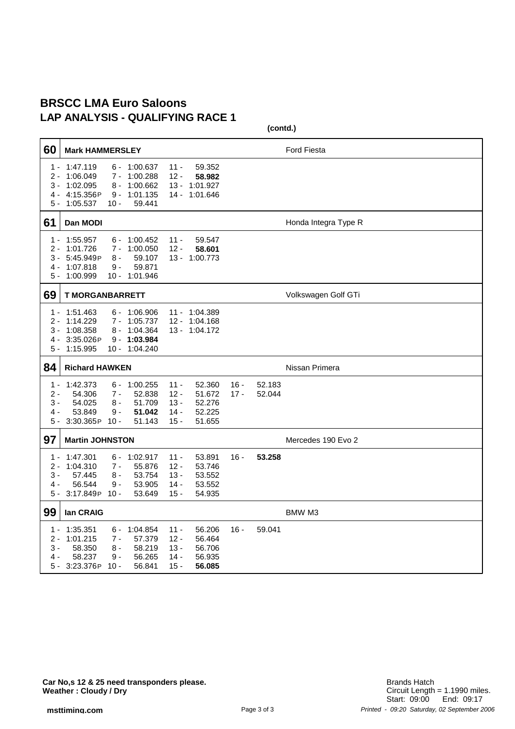# BRSCC LMA Euro Saloons
## LAP ANALYSIS - QUALIFYING RACE 1

**(contd.)**

### 60 Mark HAMMERSLEY — Ford Fiesta

| Lap | Time | Lap | Time | Lap | Time |
|---|---|---|---|---|---|
| 1 - | 1:47.119 | 6 - | 1:00.637 | 11 - | 59.352 |
| 2 - | 1:06.049 | 7 - | 1:00.288 | 12 - | **58.982** |
| 3 - | 1:02.095 | 8 - | 1:00.662 | 13 - | 1:01.927 |
| 4 - | 4:15.356P | 9 - | 1:01.135 | 14 - | 1:01.646 |
| 5 - | 1:05.537 | 10 - | 59.441 | | |

### 61 Dan MODI — Honda Integra Type R

| Lap | Time | Lap | Time | Lap | Time |
|---|---|---|---|---|---|
| 1 - | 1:55.957 | 6 - | 1:00.452 | 11 - | 59.547 |
| 2 - | 1:01.726 | 7 - | 1:00.050 | 12 - | **58.601** |
| 3 - | 5:45.949P | 8 - | 59.107 | 13 - | 1:00.773 |
| 4 - | 1:07.818 | 9 - | 59.871 | | |
| 5 - | 1:00.999 | 10 - | 1:01.946 | | |

### 69 T MORGANBARRETT — Volkswagen Golf GTi

| Lap | Time | Lap | Time | Lap | Time |
|---|---|---|---|---|---|
| 1 - | 1:51.463 | 6 - | 1:06.906 | 11 - | 1:04.389 |
| 2 - | 1:14.229 | 7 - | 1:05.737 | 12 - | 1:04.168 |
| 3 - | 1:08.358 | 8 - | 1:04.364 | 13 - | 1:04.172 |
| 4 - | 3:35.026P | 9 - | **1:03.984** | | |
| 5 - | 1:15.995 | 10 - | 1:04.240 | | |

### 84 Richard HAWKEN — Nissan Primera

| Lap | Time | Lap | Time | Lap | Time | Lap | Time |
|---|---|---|---|---|---|---|---|
| 1 - | 1:42.373 | 6 - | 1:00.255 | 11 - | 52.360 | 16 - | 52.183 |
| 2 - | 54.306 | 7 - | 52.838 | 12 - | 51.672 | 17 - | 52.044 |
| 3 - | 54.025 | 8 - | 51.709 | 13 - | 52.276 | | |
| 4 - | 53.849 | 9 - | **51.042** | 14 - | 52.225 | | |
| 5 - | 3:30.365P | 10 - | 51.143 | 15 - | 51.655 | | |

### 97 Martin JOHNSTON — Mercedes 190 Evo 2

| Lap | Time | Lap | Time | Lap | Time | Lap | Time |
|---|---|---|---|---|---|---|---|
| 1 - | 1:47.301 | 6 - | 1:02.917 | 11 - | 53.891 | 16 - | **53.258** |
| 2 - | 1:04.310 | 7 - | 55.876 | 12 - | 53.746 | | |
| 3 - | 57.445 | 8 - | 53.754 | 13 - | 53.552 | | |
| 4 - | 56.544 | 9 - | 53.905 | 14 - | 53.552 | | |
| 5 - | 3:17.849P | 10 - | 53.649 | 15 - | 54.935 | | |

### 99 Ian CRAIG — BMW M3

| Lap | Time | Lap | Time | Lap | Time | Lap | Time |
|---|---|---|---|---|---|---|---|
| 1 - | 1:35.351 | 6 - | 1:04.854 | 11 - | 56.206 | 16 - | 59.041 |
| 2 - | 1:01.215 | 7 - | 57.379 | 12 - | 56.464 | | |
| 3 - | 58.350 | 8 - | 58.219 | 13 - | 56.706 | | |
| 4 - | 58.237 | 9 - | 56.265 | 14 - | 56.935 | | |
| 5 - | 3:23.376P | 10 - | 56.841 | 15 - | **56.085** | | |

**Car No,s 12 & 25 need transponders please.**
**Weather : Cloudy / Dry**

Brands Hatch
Circuit Length = 1.1990 miles.
Start: 09:00 End: 09:17

*Printed - 09:20 Saturday, 02 September 2006*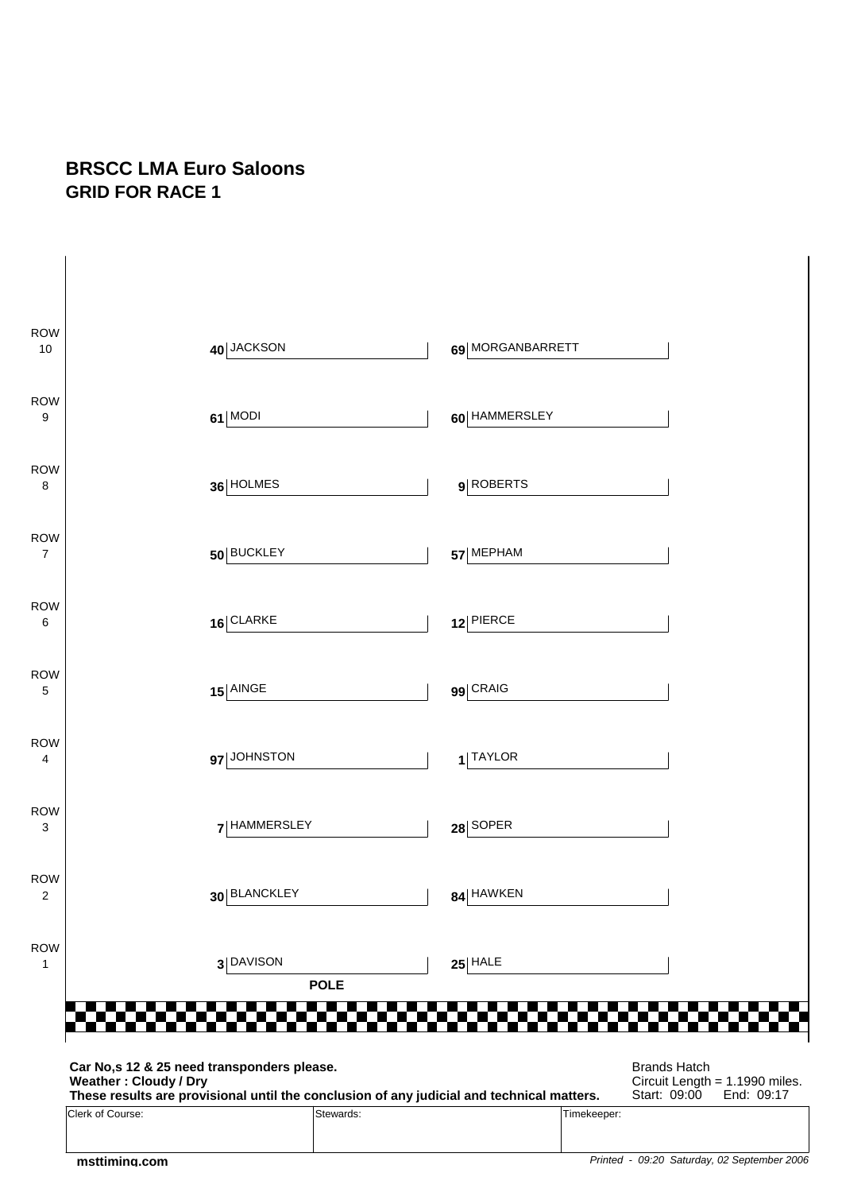# BRSCC LMA Euro Saloons

## GRID FOR RACE 1

| Row | Left | Right |
|---|---|---|
| ROW 10 | 40 JACKSON | 69 MORGANBARRETT |
| ROW 9 | 61 MODI | 60 HAMMERSLEY |
| ROW 8 | 36 HOLMES | 9 ROBERTS |
| ROW 7 | 50 BUCKLEY | 57 MEPHAM |
| ROW 6 | 16 CLARKE | 12 PIERCE |
| ROW 5 | 15 AINGE | 99 CRAIG |
| ROW 4 | 97 JOHNSTON | 1 TAYLOR |
| ROW 3 | 7 HAMMERSLEY | 28 SOPER |
| ROW 2 | 30 BLANCKLEY | 84 HAWKEN |
| ROW 1 | 3 DAVISON (POLE) | 25 HALE |

**Car No,s 12 & 25 need transponders please.**
**Weather : Cloudy / Dry**
**These results are provisional until the conclusion of any judicial and technical matters.**

Brands Hatch
Circuit Length = 1.1990 miles.
Start: 09:00 End: 09:17

| Clerk of Course: | Stewards: | Timekeeper: |
|---|---|---|
| | | |

**msttiming.com**

*Printed - 09:20 Saturday, 02 September 2006*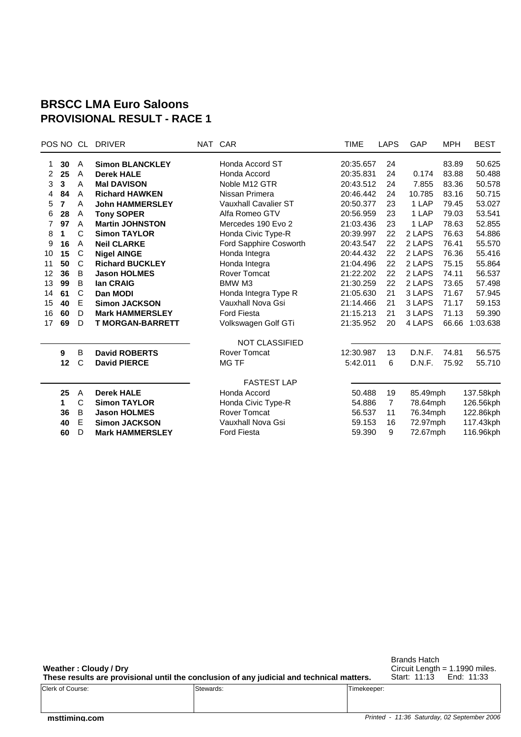# BRSCC LMA Euro Saloons
## PROVISIONAL RESULT - RACE 1

| POS | NO | CL | DRIVER | NAT | CAR | TIME | LAPS | GAP | MPH | BEST |
|---|---|---|---|---|---|---|---|---|---|---|
| 1 | **30** | A | **Simon BLANCKLEY** | | Honda Accord ST | 20:35.657 | 24 | | 83.89 | 50.625 |
| 2 | **25** | A | **Derek HALE** | | Honda Accord | 20:35.831 | 24 | 0.174 | 83.88 | 50.488 |
| 3 | **3** | A | **Mal DAVISON** | | Noble M12 GTR | 20:43.512 | 24 | 7.855 | 83.36 | 50.578 |
| 4 | **84** | A | **Richard HAWKEN** | | Nissan Primera | 20:46.442 | 24 | 10.785 | 83.16 | 50.715 |
| 5 | **7** | A | **John HAMMERSLEY** | | Vauxhall Cavalier ST | 20:50.377 | 23 | 1 LAP | 79.45 | 53.027 |
| 6 | **28** | A | **Tony SOPER** | | Alfa Romeo GTV | 20:56.959 | 23 | 1 LAP | 79.03 | 53.541 |
| 7 | **97** | A | **Martin JOHNSTON** | | Mercedes 190 Evo 2 | 21:03.436 | 23 | 1 LAP | 78.63 | 52.855 |
| 8 | **1** | C | **Simon TAYLOR** | | Honda Civic Type-R | 20:39.997 | 22 | 2 LAPS | 76.63 | 54.886 |
| 9 | **16** | A | **Neil CLARKE** | | Ford Sapphire Cosworth | 20:43.547 | 22 | 2 LAPS | 76.41 | 55.570 |
| 10 | **15** | C | **Nigel AINGE** | | Honda Integra | 20:44.432 | 22 | 2 LAPS | 76.36 | 55.416 |
| 11 | **50** | C | **Richard BUCKLEY** | | Honda Integra | 21:04.496 | 22 | 2 LAPS | 75.15 | 55.864 |
| 12 | **36** | B | **Jason HOLMES** | | Rover Tomcat | 21:22.202 | 22 | 2 LAPS | 74.11 | 56.537 |
| 13 | **99** | B | **Ian CRAIG** | | BMW M3 | 21:30.259 | 22 | 2 LAPS | 73.65 | 57.498 |
| 14 | **61** | C | **Dan MODI** | | Honda Integra Type R | 21:05.630 | 21 | 3 LAPS | 71.67 | 57.945 |
| 15 | **40** | E | **Simon JACKSON** | | Vauxhall Nova Gsi | 21:14.466 | 21 | 3 LAPS | 71.17 | 59.153 |
| 16 | **60** | D | **Mark HAMMERSLEY** | | Ford Fiesta | 21:15.213 | 21 | 3 LAPS | 71.13 | 59.390 |
| 17 | **69** | D | **T MORGAN-BARRETT** | | Volkswagen Golf GTi | 21:35.952 | 20 | 4 LAPS | 66.66 | 1:03.638 |

NOT CLASSIFIED

| NO | CL | DRIVER | CAR | TIME | LAPS | GAP | MPH | BEST |
|---|---|---|---|---|---|---|---|---|
| **9** | B | **David ROBERTS** | Rover Tomcat | 12:30.987 | 13 | D.N.F. | 74.81 | 56.575 |
| **12** | C | **David PIERCE** | MG TF | 5:42.011 | 6 | D.N.F. | 75.92 | 55.710 |

FASTEST LAP

| NO | CL | DRIVER | CAR | TIME | LAP | MPH | KPH |
|---|---|---|---|---|---|---|---|
| **25** | A | **Derek HALE** | Honda Accord | 50.488 | 19 | 85.49mph | 137.58kph |
| **1** | C | **Simon TAYLOR** | Honda Civic Type-R | 54.886 | 7 | 78.64mph | 126.56kph |
| **36** | B | **Jason HOLMES** | Rover Tomcat | 56.537 | 11 | 76.34mph | 122.86kph |
| **40** | E | **Simon JACKSON** | Vauxhall Nova Gsi | 59.153 | 16 | 72.97mph | 117.43kph |
| **60** | D | **Mark HAMMERSLEY** | Ford Fiesta | 59.390 | 9 | 72.67mph | 116.96kph |

**Weather : Cloudy / Dry**

**These results are provisional until the conclusion of any judicial and technical matters.**

Brands Hatch
Circuit Length = 1.1990 miles.
Start: 11:13 End: 11:33

| Clerk of Course: | Stewards: | Timekeeper: |
|---|---|---|
| | | |

**msttiming.com**

*Printed - 11:36 Saturday, 02 September 2006*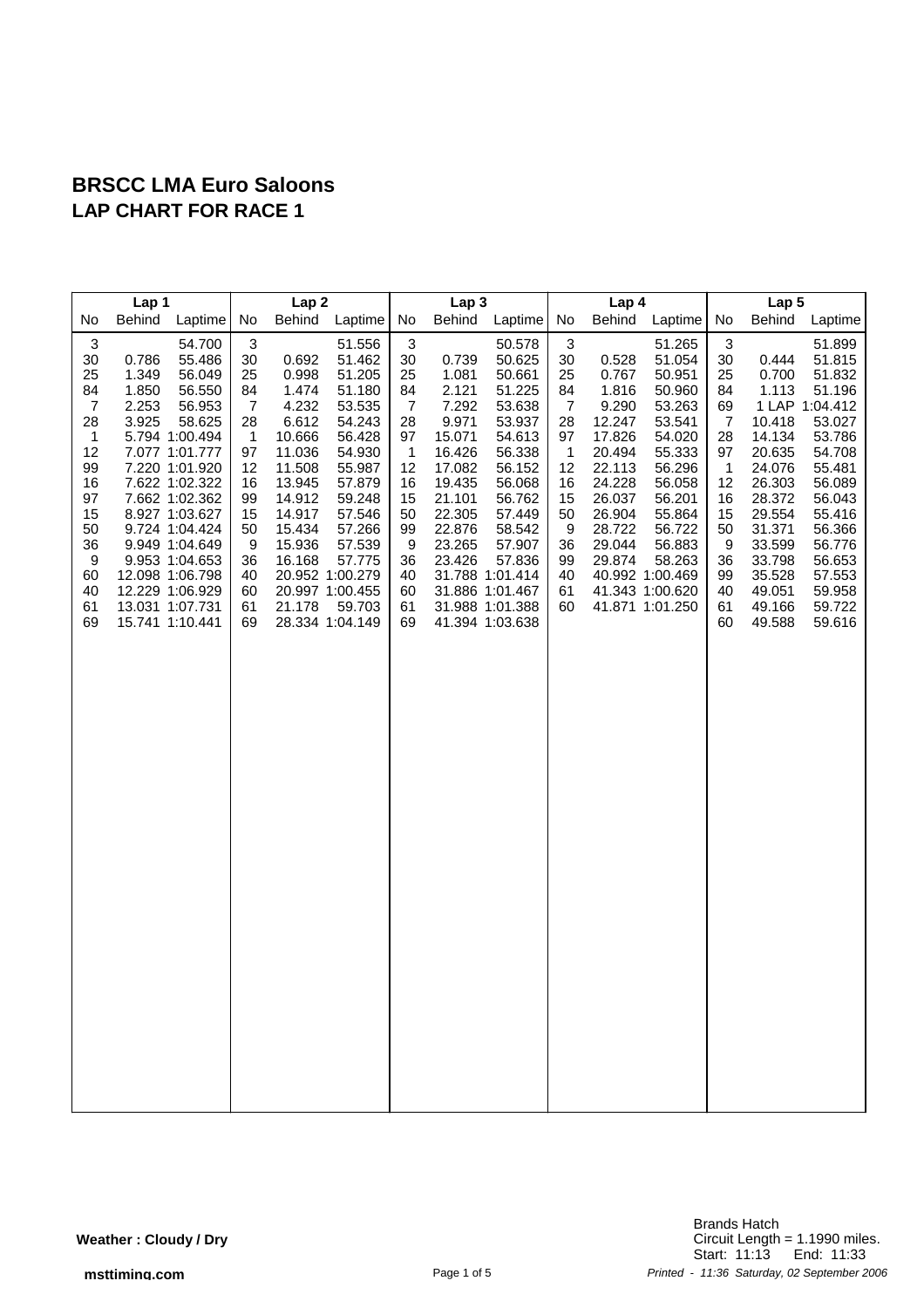# BRSCC LMA Euro Saloons

## LAP CHART FOR RACE 1

| Lap 1 | | | Lap 2 | | | Lap 3 | | | Lap 4 | | | Lap 5 | | |
|---|---|---|---|---|---|---|---|---|---|---|---|---|---|---|
| No | Behind | Laptime | No | Behind | Laptime | No | Behind | Laptime | No | Behind | Laptime | No | Behind | Laptime |
| 3 | | 54.700 | 3 | | 51.556 | 3 | | 50.578 | 3 | | 51.265 | 3 | | 51.899 |
| 30 | 0.786 | 55.486 | 30 | 0.692 | 51.462 | 30 | 0.739 | 50.625 | 30 | 0.528 | 51.054 | 30 | 0.444 | 51.815 |
| 25 | 1.349 | 56.049 | 25 | 0.998 | 51.205 | 25 | 1.081 | 50.661 | 25 | 0.767 | 50.951 | 25 | 0.700 | 51.832 |
| 84 | 1.850 | 56.550 | 84 | 1.474 | 51.180 | 84 | 2.121 | 51.225 | 84 | 1.816 | 50.960 | 84 | 1.113 | 51.196 |
| 7 | 2.253 | 56.953 | 7 | 4.232 | 53.535 | 7 | 7.292 | 53.638 | 7 | 9.290 | 53.263 | 69 | 1 LAP | 1:04.412 |
| 28 | 3.925 | 58.625 | 28 | 6.612 | 54.243 | 28 | 9.971 | 53.937 | 28 | 12.247 | 53.541 | 7 | 10.418 | 53.027 |
| 1 | 5.794 | 1:00.494 | 1 | 10.666 | 56.428 | 97 | 15.071 | 54.613 | 97 | 17.826 | 54.020 | 28 | 14.134 | 53.786 |
| 12 | 7.077 | 1:01.777 | 97 | 11.036 | 54.930 | 1 | 16.426 | 56.338 | 1 | 20.494 | 55.333 | 97 | 20.635 | 54.708 |
| 99 | 7.220 | 1:01.920 | 12 | 11.508 | 55.987 | 12 | 17.082 | 56.152 | 12 | 22.113 | 56.296 | 1 | 24.076 | 55.481 |
| 16 | 7.622 | 1:02.322 | 16 | 13.945 | 57.879 | 16 | 19.435 | 56.068 | 16 | 24.228 | 56.058 | 12 | 26.303 | 56.089 |
| 97 | 7.662 | 1:02.362 | 99 | 14.912 | 59.248 | 15 | 21.101 | 56.762 | 15 | 26.037 | 56.201 | 16 | 28.372 | 56.043 |
| 15 | 8.927 | 1:03.627 | 15 | 14.917 | 57.546 | 50 | 22.305 | 57.449 | 50 | 26.904 | 55.864 | 15 | 29.554 | 55.416 |
| 50 | 9.724 | 1:04.424 | 50 | 15.434 | 57.266 | 99 | 22.876 | 58.542 | 9 | 28.722 | 56.722 | 50 | 31.371 | 56.366 |
| 36 | 9.949 | 1:04.649 | 9 | 15.936 | 57.539 | 9 | 23.265 | 57.907 | 36 | 29.044 | 56.883 | 9 | 33.599 | 56.776 |
| 9 | 9.953 | 1:04.653 | 36 | 16.168 | 57.775 | 36 | 23.426 | 57.836 | 99 | 29.874 | 58.263 | 36 | 33.798 | 56.653 |
| 60 | 12.098 | 1:06.798 | 40 | 20.952 | 1:00.279 | 40 | 31.788 | 1:01.414 | 40 | 40.992 | 1:00.469 | 99 | 35.528 | 57.553 |
| 40 | 12.229 | 1:06.929 | 60 | 20.997 | 1:00.455 | 60 | 31.886 | 1:01.467 | 61 | 41.343 | 1:00.620 | 40 | 49.051 | 59.958 |
| 61 | 13.031 | 1:07.731 | 61 | 21.178 | 59.703 | 61 | 31.988 | 1:01.388 | 60 | 41.871 | 1:01.250 | 61 | 49.166 | 59.722 |
| 69 | 15.741 | 1:10.441 | 69 | 28.334 | 1:04.149 | 69 | 41.394 | 1:03.638 | | | | 60 | 49.588 | 59.616 |

**Weather : Cloudy / Dry**

Brands Hatch
Circuit Length = 1.1990 miles.
Start: 11:13 End: 11:33

msttiming.com

*Printed - 11:36 Saturday, 02 September 2006*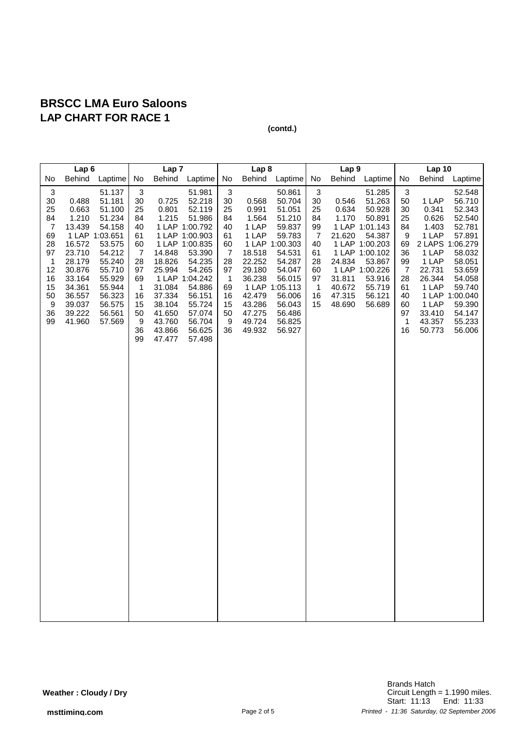# BRSCC LMA Euro Saloons

## LAP CHART FOR RACE 1

**(contd.)**

| Lap 6 | | | Lap 7 | | | Lap 8 | | | Lap 9 | | | Lap 10 | | |
|---|---|---|---|---|---|---|---|---|---|---|---|---|---|---|
| No | Behind | Laptime | No | Behind | Laptime | No | Behind | Laptime | No | Behind | Laptime | No | Behind | Laptime |
| 3 | | 51.137 | 3 | | 51.981 | 3 | | 50.861 | 3 | | 51.285 | 3 | | 52.548 |
| 30 | 0.488 | 51.181 | 30 | 0.725 | 52.218 | 30 | 0.568 | 50.704 | 30 | 0.546 | 51.263 | 50 | 1 LAP | 56.710 |
| 25 | 0.663 | 51.100 | 25 | 0.801 | 52.119 | 25 | 0.991 | 51.051 | 25 | 0.634 | 50.928 | 30 | 0.341 | 52.343 |
| 84 | 1.210 | 51.234 | 84 | 1.215 | 51.986 | 84 | 1.564 | 51.210 | 84 | 1.170 | 50.891 | 25 | 0.626 | 52.540 |
| 7 | 13.439 | 54.158 | 40 | 1 LAP | 1:00.792 | 40 | 1 LAP | 59.837 | 99 | 1 LAP | 1:01.143 | 84 | 1.403 | 52.781 |
| 69 | 1 LAP | 1:03.651 | 61 | 1 LAP | 1:00.903 | 61 | 1 LAP | 59.783 | 7 | 21.620 | 54.387 | 9 | 1 LAP | 57.891 |
| 28 | 16.572 | 53.575 | 60 | 1 LAP | 1:00.835 | 60 | 1 LAP | 1:00.303 | 40 | 1 LAP | 1:00.203 | 69 | 2 LAPS | 1:06.279 |
| 97 | 23.710 | 54.212 | 7 | 14.848 | 53.390 | 7 | 18.518 | 54.531 | 61 | 1 LAP | 1:00.102 | 36 | 1 LAP | 58.032 |
| 1 | 28.179 | 55.240 | 28 | 18.826 | 54.235 | 28 | 22.252 | 54.287 | 28 | 24.834 | 53.867 | 99 | 1 LAP | 58.051 |
| 12 | 30.876 | 55.710 | 97 | 25.994 | 54.265 | 97 | 29.180 | 54.047 | 60 | 1 LAP | 1:00.226 | 7 | 22.731 | 53.659 |
| 16 | 33.164 | 55.929 | 69 | 1 LAP | 1:04.242 | 1 | 36.238 | 56.015 | 97 | 31.811 | 53.916 | 28 | 26.344 | 54.058 |
| 15 | 34.361 | 55.944 | 1 | 31.084 | 54.886 | 69 | 1 LAP | 1:05.113 | 1 | 40.672 | 55.719 | 61 | 1 LAP | 59.740 |
| 50 | 36.557 | 56.323 | 16 | 37.334 | 56.151 | 16 | 42.479 | 56.006 | 16 | 47.315 | 56.121 | 40 | 1 LAP | 1:00.040 |
| 9 | 39.037 | 56.575 | 15 | 38.104 | 55.724 | 15 | 43.286 | 56.043 | 15 | 48.690 | 56.689 | 60 | 1 LAP | 59.390 |
| 36 | 39.222 | 56.561 | 50 | 41.650 | 57.074 | 50 | 47.275 | 56.486 | | | | 97 | 33.410 | 54.147 |
| 99 | 41.960 | 57.569 | 9 | 43.760 | 56.704 | 9 | 49.724 | 56.825 | | | | 1 | 43.357 | 55.233 |
| | | | 36 | 43.866 | 56.625 | 36 | 49.932 | 56.927 | | | | 16 | 50.773 | 56.006 |
| | | | 99 | 47.477 | 57.498 | | | | | | | | | |

**Weather : Cloudy / Dry**

Brands Hatch
Circuit Length = 1.1990 miles.
Start: 11:13 End: 11:33

**msttiming.com**

*Printed - 11:36 Saturday, 02 September 2006*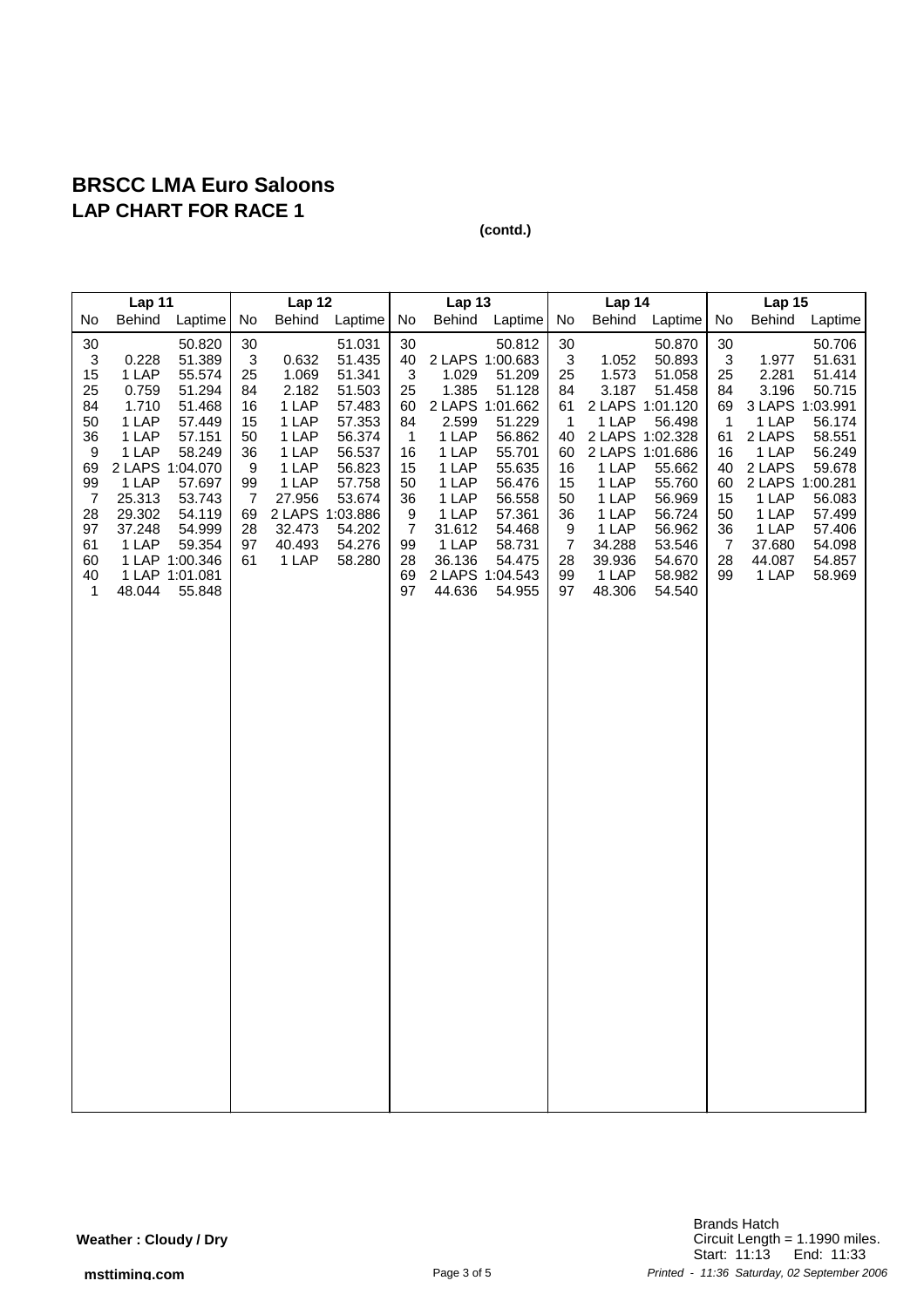# BRSCC LMA Euro Saloons

## LAP CHART FOR RACE 1

**(contd.)**

| Lap 11 | | | Lap 12 | | | Lap 13 | | | Lap 14 | | | Lap 15 | | |
|---|---|---|---|---|---|---|---|---|---|---|---|---|---|---|
| No | Behind | Laptime | No | Behind | Laptime | No | Behind | Laptime | No | Behind | Laptime | No | Behind | Laptime |
| 30 | | 50.820 | 30 | | 51.031 | 30 | | 50.812 | 30 | | 50.870 | 30 | | 50.706 |
| 3 | 0.228 | 51.389 | 3 | 0.632 | 51.435 | 40 | 2 LAPS | 1:00.683 | 3 | 1.052 | 50.893 | 3 | 1.977 | 51.631 |
| 15 | 1 LAP | 55.574 | 25 | 1.069 | 51.341 | 3 | 1.029 | 51.209 | 25 | 1.573 | 51.058 | 25 | 2.281 | 51.414 |
| 25 | 0.759 | 51.294 | 84 | 2.182 | 51.503 | 25 | 1.385 | 51.128 | 84 | 3.187 | 51.458 | 84 | 3.196 | 50.715 |
| 84 | 1.710 | 51.468 | 16 | 1 LAP | 57.483 | 60 | 2 LAPS | 1:01.662 | 61 | 2 LAPS | 1:01.120 | 69 | 3 LAPS | 1:03.991 |
| 50 | 1 LAP | 57.449 | 15 | 1 LAP | 57.353 | 84 | 2.599 | 51.229 | 1 | 1 LAP | 56.498 | 1 | 1 LAP | 56.174 |
| 36 | 1 LAP | 57.151 | 50 | 1 LAP | 56.374 | 1 | 1 LAP | 56.862 | 40 | 2 LAPS | 1:02.328 | 61 | 2 LAPS | 58.551 |
| 9 | 1 LAP | 58.249 | 36 | 1 LAP | 56.537 | 16 | 1 LAP | 55.701 | 60 | 2 LAPS | 1:01.686 | 16 | 1 LAP | 56.249 |
| 69 | 2 LAPS | 1:04.070 | 9 | 1 LAP | 56.823 | 15 | 1 LAP | 55.635 | 16 | 1 LAP | 55.662 | 40 | 2 LAPS | 59.678 |
| 99 | 1 LAP | 57.697 | 99 | 1 LAP | 57.758 | 50 | 1 LAP | 56.476 | 15 | 1 LAP | 55.760 | 60 | 2 LAPS | 1:00.281 |
| 7 | 25.313 | 53.743 | 7 | 27.956 | 53.674 | 36 | 1 LAP | 56.558 | 50 | 1 LAP | 56.969 | 15 | 1 LAP | 56.083 |
| 28 | 29.302 | 54.119 | 69 | 2 LAPS | 1:03.886 | 9 | 1 LAP | 57.361 | 36 | 1 LAP | 56.724 | 50 | 1 LAP | 57.499 |
| 97 | 37.248 | 54.999 | 28 | 32.473 | 54.202 | 7 | 31.612 | 54.468 | 9 | 1 LAP | 56.962 | 36 | 1 LAP | 57.406 |
| 61 | 1 LAP | 59.354 | 97 | 40.493 | 54.276 | 99 | 1 LAP | 58.731 | 7 | 34.288 | 53.546 | 7 | 37.680 | 54.098 |
| 60 | 1 LAP | 1:00.346 | 61 | 1 LAP | 58.280 | 28 | 36.136 | 54.475 | 28 | 39.936 | 54.670 | 28 | 44.087 | 54.857 |
| 40 | 1 LAP | 1:01.081 | | | | 69 | 2 LAPS | 1:04.543 | 99 | 1 LAP | 58.982 | 99 | 1 LAP | 58.969 |
| 1 | 48.044 | 55.848 | | | | 97 | 44.636 | 54.955 | 97 | 48.306 | 54.540 | | | |

**Weather : Cloudy / Dry**

Brands Hatch
Circuit Length = 1.1990 miles.
Start: 11:13 End: 11:33

**msttiming.com**

*Printed - 11:36 Saturday, 02 September 2006*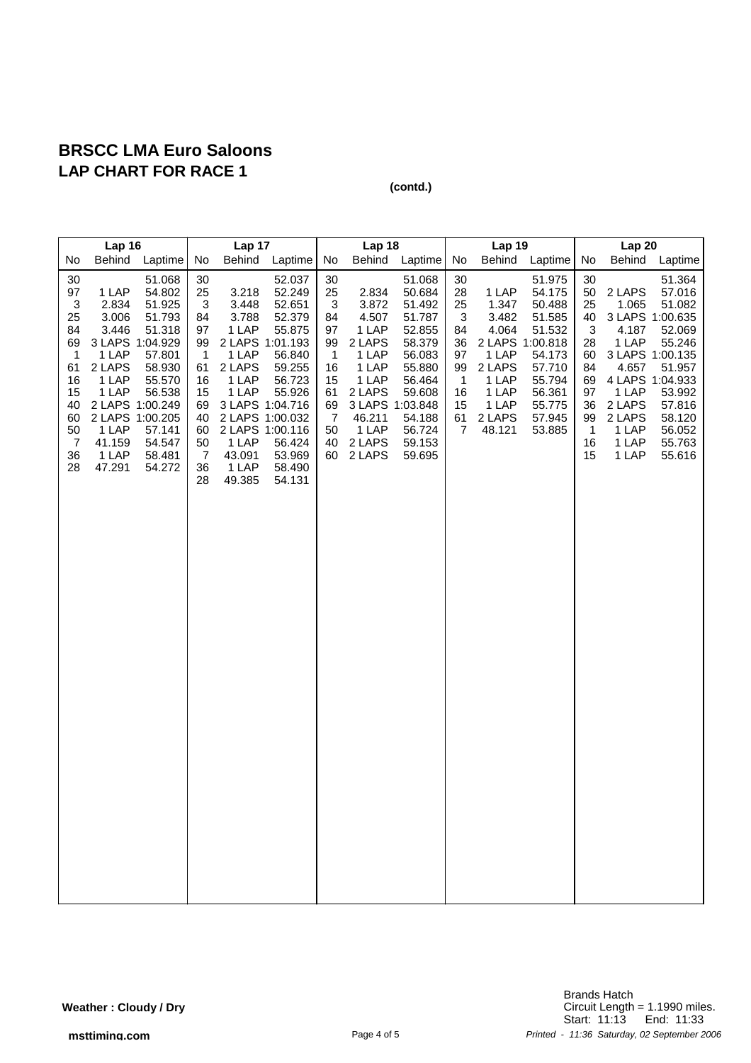# BRSCC LMA Euro Saloons
## LAP CHART FOR RACE 1

**(contd.)**

| Lap 16 | | | Lap 17 | | | Lap 18 | | | Lap 19 | | | Lap 20 | | |
|---|---|---|---|---|---|---|---|---|---|---|---|---|---|---|
| No | Behind | Laptime | No | Behind | Laptime | No | Behind | Laptime | No | Behind | Laptime | No | Behind | Laptime |
| 30 | | 51.068 | 30 | | 52.037 | 30 | | 51.068 | 30 | | 51.975 | 30 | | 51.364 |
| 97 | 1 LAP | 54.802 | 25 | 3.218 | 52.249 | 25 | 2.834 | 50.684 | 28 | 1 LAP | 54.175 | 50 | 2 LAPS | 57.016 |
| 3 | 2.834 | 51.925 | 3 | 3.448 | 52.651 | 3 | 3.872 | 51.492 | 25 | 1.347 | 50.488 | 25 | 1.065 | 51.082 |
| 25 | 3.006 | 51.793 | 84 | 3.788 | 52.379 | 84 | 4.507 | 51.787 | 3 | 3.482 | 51.585 | 40 | 3 LAPS | 1:00.635 |
| 84 | 3.446 | 51.318 | 97 | 1 LAP | 55.875 | 97 | 1 LAP | 52.855 | 84 | 4.064 | 51.532 | 3 | 4.187 | 52.069 |
| 69 | 3 LAPS | 1:04.929 | 99 | 2 LAPS | 1:01.193 | 99 | 2 LAPS | 58.379 | 36 | 2 LAPS | 1:00.818 | 28 | 1 LAP | 55.246 |
| 1 | 1 LAP | 57.801 | 1 | 1 LAP | 56.840 | 1 | 1 LAP | 56.083 | 97 | 1 LAP | 54.173 | 60 | 3 LAPS | 1:00.135 |
| 61 | 2 LAPS | 58.930 | 61 | 2 LAPS | 59.255 | 16 | 1 LAP | 55.880 | 99 | 2 LAPS | 57.710 | 84 | 4.657 | 51.957 |
| 16 | 1 LAP | 55.570 | 16 | 1 LAP | 56.723 | 15 | 1 LAP | 56.464 | 1 | 1 LAP | 55.794 | 69 | 4 LAPS | 1:04.933 |
| 15 | 1 LAP | 56.538 | 15 | 1 LAP | 55.926 | 61 | 2 LAPS | 59.608 | 16 | 1 LAP | 56.361 | 97 | 1 LAP | 53.992 |
| 40 | 2 LAPS | 1:00.249 | 69 | 3 LAPS | 1:04.716 | 69 | 3 LAPS | 1:03.848 | 15 | 1 LAP | 55.775 | 36 | 2 LAPS | 57.816 |
| 60 | 2 LAPS | 1:00.205 | 40 | 2 LAPS | 1:00.032 | 7 | 46.211 | 54.188 | 61 | 2 LAPS | 57.945 | 99 | 2 LAPS | 58.120 |
| 50 | 1 LAP | 57.141 | 60 | 2 LAPS | 1:00.116 | 50 | 1 LAP | 56.724 | 7 | 48.121 | 53.885 | 1 | 1 LAP | 56.052 |
| 7 | 41.159 | 54.547 | 50 | 1 LAP | 56.424 | 40 | 2 LAPS | 59.153 | | | | 16 | 1 LAP | 55.763 |
| 36 | 1 LAP | 58.481 | 7 | 43.091 | 53.969 | 60 | 2 LAPS | 59.695 | | | | 15 | 1 LAP | 55.616 |
| 28 | 47.291 | 54.272 | 36 | 1 LAP | 58.490 | | | | | | | | | |
| | | | 28 | 49.385 | 54.131 | | | | | | | | | |

**Weather : Cloudy / Dry**

Brands Hatch
Circuit Length = 1.1990 miles.
Start: 11:13 End: 11:33

**msttiming.com**

*Printed - 11:36 Saturday, 02 September 2006*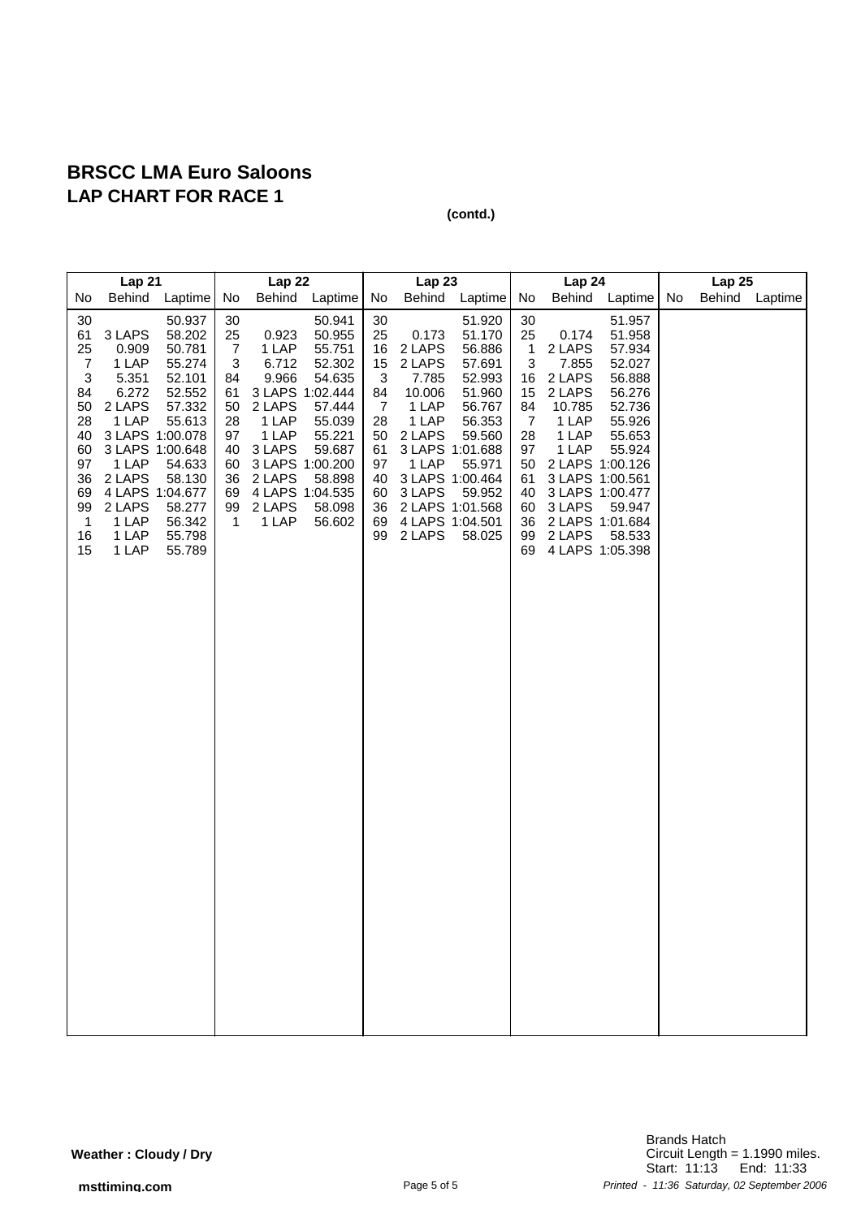# BRSCC LMA Euro Saloons
## LAP CHART FOR RACE 1

**(contd.)**

| Lap 21 | | | Lap 22 | | | Lap 23 | | | Lap 24 | | | Lap 25 | | |
|---|---|---|---|---|---|---|---|---|---|---|---|---|---|---|
| No | Behind | Laptime | No | Behind | Laptime | No | Behind | Laptime | No | Behind | Laptime | No | Behind | Laptime |
| 30 | | 50.937 | 30 | | 50.941 | 30 | | 51.920 | 30 | | 51.957 | | | |
| 61 | 3 LAPS | 58.202 | 25 | 0.923 | 50.955 | 25 | 0.173 | 51.170 | 25 | 0.174 | 51.958 | | | |
| 25 | 0.909 | 50.781 | 7 | 1 LAP | 55.751 | 16 | 2 LAPS | 56.886 | 1 | 2 LAPS | 57.934 | | | |
| 7 | 1 LAP | 55.274 | 3 | 6.712 | 52.302 | 15 | 2 LAPS | 57.691 | 3 | 7.855 | 52.027 | | | |
| 3 | 5.351 | 52.101 | 84 | 9.966 | 54.635 | 3 | 7.785 | 52.993 | 16 | 2 LAPS | 56.888 | | | |
| 84 | 6.272 | 52.552 | 61 | 3 LAPS | 1:02.444 | 84 | 10.006 | 51.960 | 15 | 2 LAPS | 56.276 | | | |
| 50 | 2 LAPS | 57.332 | 50 | 2 LAPS | 57.444 | 7 | 1 LAP | 56.767 | 84 | 10.785 | 52.736 | | | |
| 28 | 1 LAP | 55.613 | 28 | 1 LAP | 55.039 | 28 | 1 LAP | 56.353 | 7 | 1 LAP | 55.926 | | | |
| 40 | 3 LAPS | 1:00.078 | 97 | 1 LAP | 55.221 | 50 | 2 LAPS | 59.560 | 28 | 1 LAP | 55.653 | | | |
| 60 | 3 LAPS | 1:00.648 | 40 | 3 LAPS | 59.687 | 61 | 3 LAPS | 1:01.688 | 97 | 1 LAP | 55.924 | | | |
| 97 | 1 LAP | 54.633 | 60 | 3 LAPS | 1:00.200 | 97 | 1 LAP | 55.971 | 50 | 2 LAPS | 1:00.126 | | | |
| 36 | 2 LAPS | 58.130 | 36 | 2 LAPS | 58.898 | 40 | 3 LAPS | 1:00.464 | 61 | 3 LAPS | 1:00.561 | | | |
| 69 | 4 LAPS | 1:04.677 | 69 | 4 LAPS | 1:04.535 | 60 | 3 LAPS | 59.952 | 40 | 3 LAPS | 1:00.477 | | | |
| 99 | 2 LAPS | 58.277 | 99 | 2 LAPS | 58.098 | 36 | 2 LAPS | 1:01.568 | 60 | 3 LAPS | 59.947 | | | |
| 1 | 1 LAP | 56.342 | 1 | 1 LAP | 56.602 | 69 | 4 LAPS | 1:04.501 | 36 | 2 LAPS | 1:01.684 | | | |
| 16 | 1 LAP | 55.798 | | | | 99 | 2 LAPS | 58.025 | 99 | 2 LAPS | 58.533 | | | |
| 15 | 1 LAP | 55.789 | | | | | | | 69 | 4 LAPS | 1:05.398 | | | |

**Weather : Cloudy / Dry**

Brands Hatch
Circuit Length = 1.1990 miles.
Start: 11:13 End: 11:33

msttiming.com

*Printed - 11:36 Saturday, 02 September 2006*